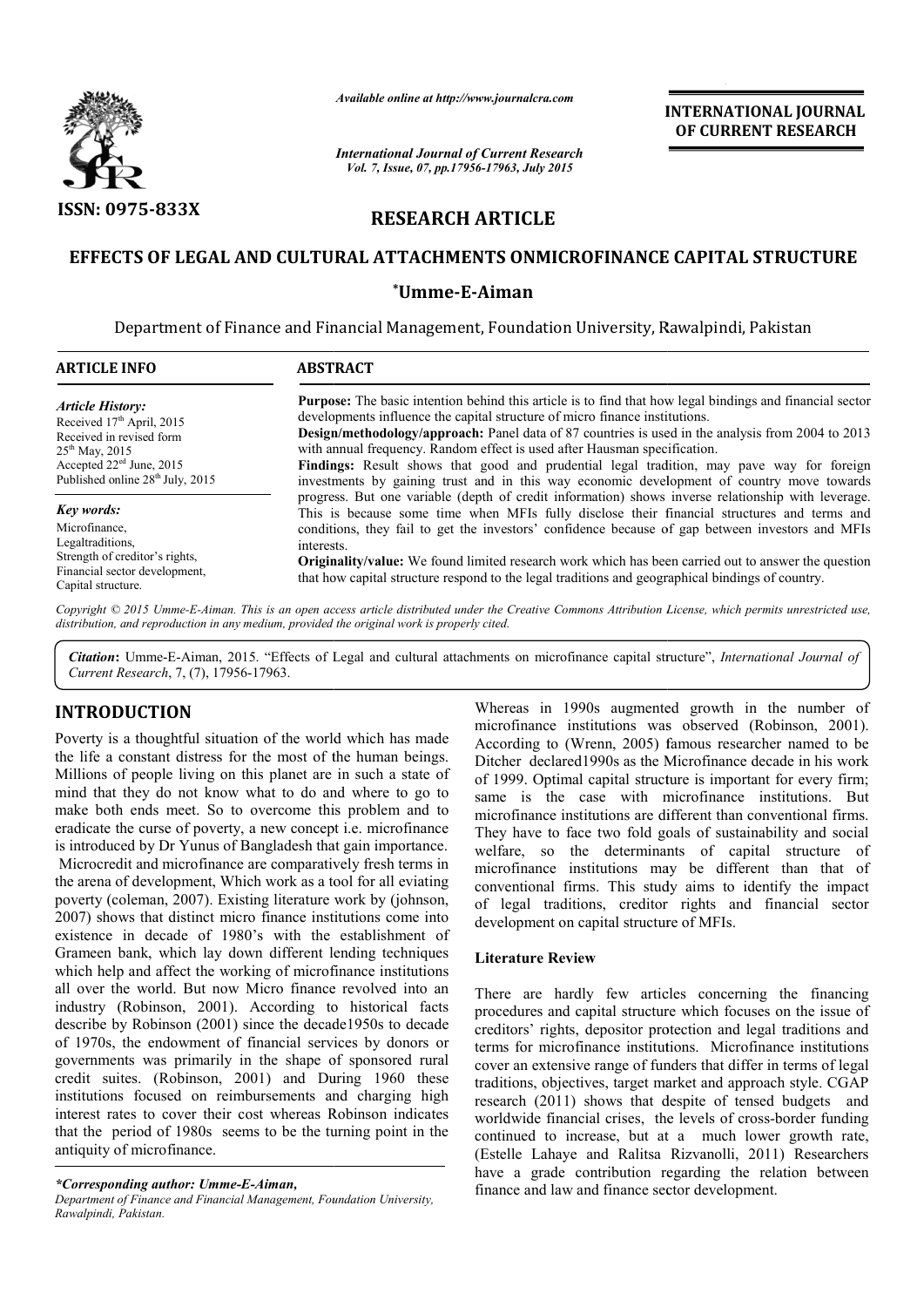*Available online at http://www.journalcra.com*

*International Journal of Current Research*

**ISSN: 0975-833X**

**INTERNATIONAL JOURNAL OF CURRENT RESEARCH**

# RESEARCH ARTICLE

# EFFECTS OF LEGAL AND CULTURAL ATTACHMENTS ONMICROFINANCE CAPITAL STRUCTURE

**\*Umme-E-Aiman**

Department of Finance and Financial Management, Foundation University, Rawalpindi, Pakistan

**ARTICLE INFO**

*Article History:*

Received 17th April, 2015
Received in revised form 25th May, 2015
Accepted 22nd June, 2015
Published online 28th July, 2015

*Key words:*

Microfinance,
Legaltraditions,
Strength of creditor's rights,
Financial sector development,
Capital structure.

**ABSTRACT**

**Purpose:** The basic intention behind this article is to find that how legal bindings and financial sector developments influence the capital structure of micro finance institutions.

**Design/methodology/approach:** Panel data of 87 countries is used in the analysis from 2004 to 2013 with annual frequency. Random effect is used after Hausman specification.

**Findings:** Result shows that good and prudential legal tradition, may pave way for foreign investments by gaining trust and in this way economic development of country move towards progress. But one variable (depth of credit information) shows inverse relationship with leverage. This is because some time when MFIs fully disclose their financial structures and terms and conditions, they fail to get the investors' confidence because of gap between investors and MFIs interests.

**Originality/value:** We found limited research work which has been carried out to answer the question that how capital structure respond to the legal traditions and geographical bindings of country.

*Copyright © 2015 Umme-E-Aiman. This is an open access article distributed under the Creative Commons Attribution License, which permits unrestricted use, distribution, and reproduction in any medium, provided the original work is properly cited.*

***Citation*:** Umme-E-Aiman, 2015. "Effects of Legal and cultural attachments on microfinance capital structure", *International Journal of Current Research*, 7, (7), 17956-17963.

## INTRODUCTION

Poverty is a thoughtful situation of the world which has made the life a constant distress for the most of the human beings. Millions of people living on this planet are in such a state of mind that they do not know what to do and where to go to make both ends meet. So to overcome this problem and to eradicate the curse of poverty, a new concept i.e. microfinance is introduced by Dr Yunus of Bangladesh that gain importance. Microcredit and microfinance are comparatively fresh terms in the arena of development, Which work as a tool for all eviating poverty (coleman, 2007). Existing literature work by (johnson, 2007) shows that distinct micro finance institutions come into existence in decade of 1980's with the establishment of Grameen bank, which lay down different lending techniques which help and affect the working of microfinance institutions all over the world. But now Micro finance revolved into an industry (Robinson, 2001). According to historical facts describe by Robinson (2001) since the decade1950s to decade of 1970s, the endowment of financial services by donors or governments was primarily in the shape of sponsored rural credit suites. (Robinson, 2001) and During 1960 these institutions focused on reimbursements and charging high interest rates to cover their cost whereas Robinson indicates that the period of 1980s seems to be the turning point in the antiquity of microfinance.

Whereas in 1990s augmented growth in the number of microfinance institutions was observed (Robinson, 2001). According to (Wrenn, 2005) famous researcher named to be Ditcher declared1990s as the Microfinance decade in his work of 1999. Optimal capital structure is important for every firm; same is the case with microfinance institutions. But microfinance institutions are different than conventional firms. They have to face two fold goals of sustainability and social welfare, so the determinants of capital structure of microfinance institutions may be different than that of conventional firms. This study aims to identify the impact of legal traditions, creditor rights and financial sector development on capital structure of MFIs.

### Literature Review

There are hardly few articles concerning the financing procedures and capital structure which focuses on the issue of creditors' rights, depositor protection and legal traditions and terms for microfinance institutions. Microfinance institutions cover an extensive range of funders that differ in terms of legal traditions, objectives, target market and approach style. CGAP research (2011) shows that despite of tensed budgets and worldwide financial crises, the levels of cross-border funding continued to increase, but at a much lower growth rate, (Estelle Lahaye and Ralitsa Rizvanolli, 2011) Researchers have a grade contribution regarding the relation between finance and law and finance sector development.

*\*Corresponding author: Umme-E-Aiman,*
*Department of Finance and Financial Management, Foundation University, Rawalpindi, Pakistan.*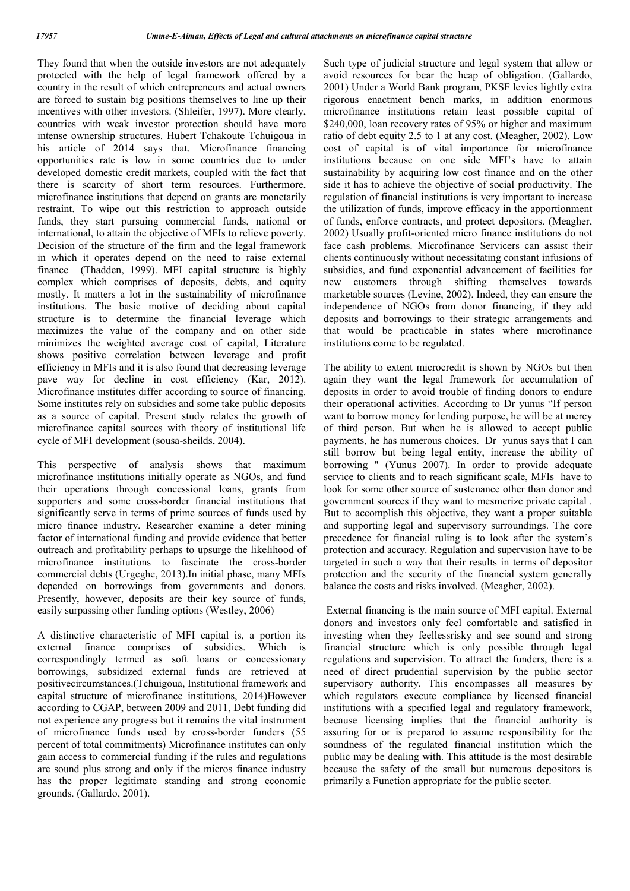They found that when the outside investors are not adequately protected with the help of legal framework offered by a country in the result of which entrepreneurs and actual owners are forced to sustain big positions themselves to line up their incentives with other investors. (Shleifer, 1997). More clearly, countries with weak investor protection should have more intense ownership structures. Hubert Tchakoute Tchuigoua in his article of 2014 says that. Microfinance financing opportunities rate is low in some countries due to under developed domestic credit markets, coupled with the fact that there is scarcity of short term resources. Furthermore, microfinance institutions that depend on grants are monetarily restraint. To wipe out this restriction to approach outside funds, they start pursuing commercial funds, national or international, to attain the objective of MFIs to relieve poverty. Decision of the structure of the firm and the legal framework in which it operates depend on the need to raise external finance (Thadden, 1999). MFI capital structure is highly complex which comprises of deposits, debts, and equity mostly. It matters a lot in the sustainability of microfinance institutions. The basic motive of deciding about capital structure is to determine the financial leverage which maximizes the value of the company and on other side minimizes the weighted average cost of capital, Literature shows positive correlation between leverage and profit efficiency in MFIs and it is also found that decreasing leverage pave way for decline in cost efficiency (Kar, 2012). Microfinance institutes differ according to source of financing. Some institutes rely on subsidies and some take public deposits as a source of capital. Present study relates the growth of microfinance capital sources with theory of institutional life cycle of MFI development (sousa-sheilds, 2004).

This perspective of analysis shows that maximum microfinance institutions initially operate as NGOs, and fund their operations through concessional loans, grants from supporters and some cross-border financial institutions that significantly serve in terms of prime sources of funds used by micro finance industry. Researcher examine a deter mining factor of international funding and provide evidence that better outreach and profitability perhaps to upsurge the likelihood of microfinance institutions to fascinate the cross-border commercial debts (Urgeghe, 2013).In initial phase, many MFIs depended on borrowings from governments and donors. Presently, however, deposits are their key source of funds, easily surpassing other funding options (Westley, 2006)

A distinctive characteristic of MFI capital is, a portion its external finance comprises of subsidies. Which is correspondingly termed as soft loans or concessionary borrowings, subsidized external funds are retrieved at positivecircumstances.(Tchuigoua, Institutional framework and capital structure of microfinance institutions, 2014)However according to CGAP, between 2009 and 2011, Debt funding did not experience any progress but it remains the vital instrument of microfinance funds used by cross-border funders (55 percent of total commitments) Microfinance institutes can only gain access to commercial funding if the rules and regulations are sound plus strong and only if the micros finance industry has the proper legitimate standing and strong economic grounds. (Gallardo, 2001).

Such type of judicial structure and legal system that allow or avoid resources for bear the heap of obligation. (Gallardo, 2001) Under a World Bank program, PKSF levies lightly extra rigorous enactment bench marks, in addition enormous microfinance institutions retain least possible capital of $240,000, loan recovery rates of 95% or higher and maximum ratio of debt equity 2.5 to 1 at any cost. (Meagher, 2002). Low cost of capital is of vital importance for microfinance institutions because on one side MFI's have to attain sustainability by acquiring low cost finance and on the other side it has to achieve the objective of social productivity. The regulation of financial institutions is very important to increase the utilization of funds, improve efficacy in the apportionment of funds, enforce contracts, and protect depositors. (Meagher, 2002) Usually profit-oriented micro finance institutions do not face cash problems. Microfinance Servicers can assist their clients continuously without necessitating constant infusions of subsidies, and fund exponential advancement of facilities for new customers through shifting themselves towards marketable sources (Levine, 2002). Indeed, they can ensure the independence of NGOs from donor financing, if they add deposits and borrowings to their strategic arrangements and that would be practicable in states where microfinance institutions come to be regulated.

The ability to extent microcredit is shown by NGOs but then again they want the legal framework for accumulation of deposits in order to avoid trouble of finding donors to endure their operational activities. According to Dr yunus "If person want to borrow money for lending purpose, he will be at mercy of third person. But when he is allowed to accept public payments, he has numerous choices. Dr yunus says that I can still borrow but being legal entity, increase the ability of borrowing " (Yunus 2007). In order to provide adequate service to clients and to reach significant scale, MFIs have to look for some other source of sustenance other than donor and government sources if they want to mesmerize private capital . But to accomplish this objective, they want a proper suitable and supporting legal and supervisory surroundings. The core precedence for financial ruling is to look after the system's protection and accuracy. Regulation and supervision have to be targeted in such a way that their results in terms of depositor protection and the security of the financial system generally balance the costs and risks involved. (Meagher, 2002).

External financing is the main source of MFI capital. External donors and investors only feel comfortable and satisfied in investing when they feellessrisky and see sound and strong financial structure which is only possible through legal regulations and supervision. To attract the funders, there is a need of direct prudential supervision by the public sector supervisory authority. This encompasses all measures by which regulators execute compliance by licensed financial institutions with a specified legal and regulatory framework, because licensing implies that the financial authority is assuring for or is prepared to assume responsibility for the soundness of the regulated financial institution which the public may be dealing with. This attitude is the most desirable because the safety of the small but numerous depositors is primarily a Function appropriate for the public sector.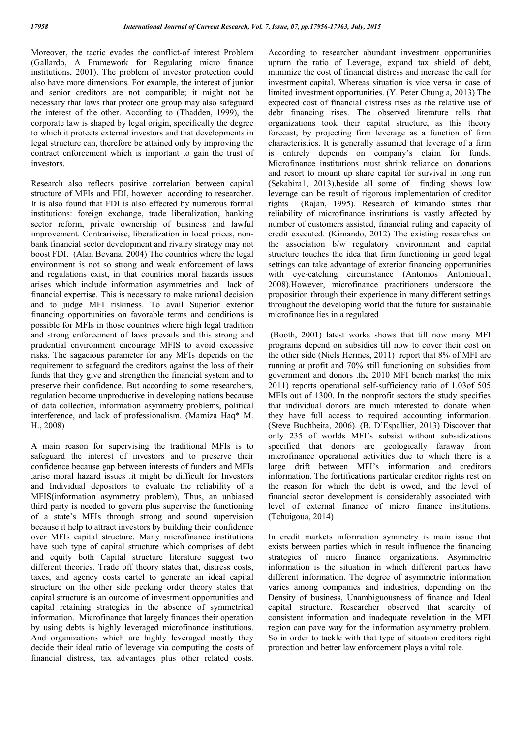Moreover, the tactic evades the conflict-of interest Problem (Gallardo, A Framework for Regulating micro finance institutions, 2001). The problem of investor protection could also have more dimensions. For example, the interest of junior and senior creditors are not compatible; it might not be necessary that laws that protect one group may also safeguard the interest of the other. According to (Thadden, 1999), the corporate law is shaped by legal origin, specifically the degree to which it protects external investors and that developments in legal structure can, therefore be attained only by improving the contract enforcement which is important to gain the trust of investors.

Research also reflects positive correlation between capital structure of MFIs and FDI, however according to researcher. It is also found that FDI is also effected by numerous formal institutions: foreign exchange, trade liberalization, banking sector reform, private ownership of business and lawful improvement. Contrariwise, liberalization in local prices, non-bank financial sector development and rivalry strategy may not boost FDI. (Alan Bevana, 2004) The countries where the legal environment is not so strong and weak enforcement of laws and regulations exist, in that countries moral hazards issues arises which include information asymmetries and lack of financial expertise. This is necessary to make rational decision and to judge MFI riskiness. To avail Superior exterior financing opportunities on favorable terms and conditions is possible for MFIs in those countries where high legal tradition and strong enforcement of laws prevails and this strong and prudential environment encourage MFIS to avoid excessive risks. The sagacious parameter for any MFIs depends on the requirement to safeguard the creditors against the loss of their funds that they give and strengthen the financial system and to preserve their confidence. But according to some researchers, regulation become unproductive in developing nations because of data collection, information asymmetry problems, political interference, and lack of professionalism. (Mamiza Haq* M. H., 2008)

A main reason for supervising the traditional MFIs is to safeguard the interest of investors and to preserve their confidence because gap between interests of funders and MFIs ,arise moral hazard issues .it might be difficult for Investors and Individual depositors to evaluate the reliability of a MFIS(information asymmetry problem), Thus, an unbiased third party is needed to govern plus supervise the functioning of a state's MFIs through strong and sound supervision because it help to attract investors by building their confidence over MFIs capital structure. Many microfinance institutions have such type of capital structure which comprises of debt and equity both Capital structure literature suggest two different theories. Trade off theory states that, distress costs, taxes, and agency costs cartel to generate an ideal capital structure on the other side pecking order theory states that capital structure is an outcome of investment opportunities and capital retaining strategies in the absence of symmetrical information. Microfinance that largely finances their operation by using debts is highly leveraged microfinance institutions. And organizations which are highly leveraged mostly they decide their ideal ratio of leverage via computing the costs of financial distress, tax advantages plus other related costs. According to researcher abundant investment opportunities upturn the ratio of Leverage, expand tax shield of debt, minimize the cost of financial distress and increase the call for investment capital. Whereas situation is vice versa in case of limited investment opportunities. (Y. Peter Chung a, 2013) The expected cost of financial distress rises as the relative use of debt financing rises. The observed literature tells that organizations took their capital structure, as this theory forecast, by projecting firm leverage as a function of firm characteristics. It is generally assumed that leverage of a firm is entirely depends on company's claim for funds. Microfinance institutions must shrink reliance on donations and resort to mount up share capital for survival in long run (Sekabira1, 2013).beside all some of finding shows low leverage can be result of rigorous implementation of creditor rights (Rajan, 1995). Research of kimando states that reliability of microfinance institutions is vastly affected by number of customers assisted, financial ruling and capacity of credit executed. (Kimando, 2012) The existing researches on the association b/w regulatory environment and capital structure touches the idea that firm functioning in good legal settings can take advantage of exterior financing opportunities with eye-catching circumstance (Antonios Antonioua1, 2008).However, microfinance practitioners underscore the proposition through their experience in many different settings throughout the developing world that the future for sustainable microfinance lies in a regulated

(Booth, 2001) latest works shows that till now many MFI programs depend on subsidies till now to cover their cost on the other side (Niels Hermes, 2011) report that 8% of MFI are running at profit and 70% still functioning on subsidies from government and donors .the 2010 MFI bench marks( the mix 2011) reports operational self-sufficiency ratio of 1.03of 505 MFIs out of 1300. In the nonprofit sectors the study specifies that individual donors are much interested to donate when they have full access to required accounting information. (Steve Buchheita, 2006). (B. D'Espallier, 2013) Discover that only 235 of worlds MFI's subsist without subsidizations specified that donors are geologically faraway from microfinance operational activities due to which there is a large drift between MFI's information and creditors information. The fortifications particular creditor rights rest on the reason for which the debt is owed, and the level of financial sector development is considerably associated with level of external finance of micro finance institutions. (Tchuigoua, 2014)

In credit markets information symmetry is main issue that exists between parties which in result influence the financing strategies of micro finance organizations. Asymmetric information is the situation in which different parties have different information. The degree of asymmetric information varies among companies and industries, depending on the Density of business, Unambiguousness of finance and Ideal capital structure. Researcher observed that scarcity of consistent information and inadequate revelation in the MFI region can pave way for the information asymmetry problem. So in order to tackle with that type of situation creditors right protection and better law enforcement plays a vital role.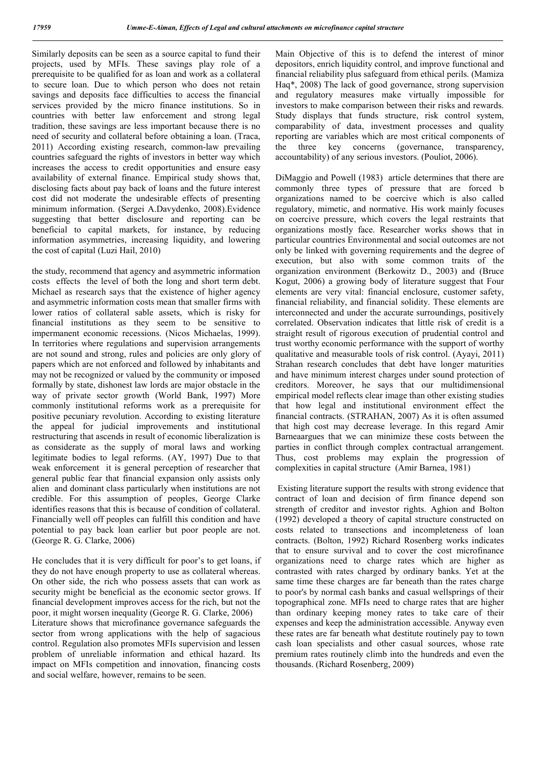Similarly deposits can be seen as a source capital to fund their projects, used by MFIs. These savings play role of a prerequisite to be qualified for as loan and work as a collateral to secure loan. Due to which person who does not retain savings and deposits face difficulties to access the financial services provided by the micro finance institutions. So in countries with better law enforcement and strong legal tradition, these savings are less important because there is no need of security and collateral before obtaining a loan. (Traca, 2011) According existing research, common-law prevailing countries safeguard the rights of investors in better way which increases the access to credit opportunities and ensure easy availability of external finance. Empirical study shows that, disclosing facts about pay back of loans and the future interest cost did not moderate the undesirable effects of presenting minimum information. (Sergei A.Davydenko, 2008).Evidence suggesting that better disclosure and reporting can be beneficial to capital markets, for instance, by reducing information asymmetries, increasing liquidity, and lowering the cost of capital (Luzi Hail, 2010)

the study, recommend that agency and asymmetric information costs effects the level of both the long and short term debt. Michael as research says that the existence of higher agency and asymmetric information costs mean that smaller firms with lower ratios of collateral sable assets, which is risky for financial institutions as they seem to be sensitive to impermanent economic recessions. (Nicos Michaelas, 1999). In territories where regulations and supervision arrangements are not sound and strong, rules and policies are only glory of papers which are not enforced and followed by inhabitants and may not be recognized or valued by the community or imposed formally by state, dishonest law lords are major obstacle in the way of private sector growth (World Bank, 1997) More commonly institutional reforms work as a prerequisite for positive pecuniary revolution. According to existing literature the appeal for judicial improvements and institutional restructuring that ascends in result of economic liberalization is as considerate as the supply of moral laws and working legitimate bodies to legal reforms. (AY, 1997) Due to that weak enforcement it is general perception of researcher that general public fear that financial expansion only assists only alien and dominant class particularly when institutions are not credible. For this assumption of peoples, George Clarke identifies reasons that this is because of condition of collateral. Financially well off peoples can fulfill this condition and have potential to pay back loan earlier but poor people are not. (George R. G. Clarke, 2006)

He concludes that it is very difficult for poor's to get loans, if they do not have enough property to use as collateral whereas. On other side, the rich who possess assets that can work as security might be beneficial as the economic sector grows. If financial development improves access for the rich, but not the poor, it might worsen inequality (George R. G. Clarke, 2006) Literature shows that microfinance governance safeguards the sector from wrong applications with the help of sagacious control. Regulation also promotes MFIs supervision and lessen problem of unreliable information and ethical hazard. Its impact on MFIs competition and innovation, financing costs and social welfare, however, remains to be seen.

Main Objective of this is to defend the interest of minor depositors, enrich liquidity control, and improve functional and financial reliability plus safeguard from ethical perils. (Mamiza Haq*, 2008) The lack of good governance, strong supervision and regulatory measures make virtually impossible for investors to make comparison between their risks and rewards. Study displays that funds structure, risk control system, comparability of data, investment processes and quality reporting are variables which are most critical components of the three key concerns (governance, transparency, accountability) of any serious investors. (Pouliot, 2006).

DiMaggio and Powell (1983) article determines that there are commonly three types of pressure that are forced b organizations named to be coercive which is also called regulatory, mimetic, and normative. His work mainly focuses on coercive pressure, which covers the legal restraints that organizations mostly face. Researcher works shows that in particular countries Environmental and social outcomes are not only be linked with governing requirements and the degree of execution, but also with some common traits of the organization environment (Berkowitz D., 2003) and (Bruce Kogut, 2006) a growing body of literature suggest that Four elements are very vital: financial enclosure, customer safety, financial reliability, and financial solidity. These elements are interconnected and under the accurate surroundings, positively correlated. Observation indicates that little risk of credit is a straight result of rigorous execution of prudential control and trust worthy economic performance with the support of worthy qualitative and measurable tools of risk control. (Ayayi, 2011) Strahan research concludes that debt have longer maturities and have minimum interest charges under sound protection of creditors. Moreover, he says that our multidimensional empirical model reflects clear image than other existing studies that how legal and institutional environment effect the financial contracts. (STRAHAN, 2007) As it is often assumed that high cost may decrease leverage. In this regard Amir Barneaargues that we can minimize these costs between the parties in conflict through complex contractual arrangement. Thus, cost problems may explain the progression of complexities in capital structure (Amir Barnea, 1981)

Existing literature support the results with strong evidence that contract of loan and decision of firm finance depend son strength of creditor and investor rights. Aghion and Bolton (1992) developed a theory of capital structure constructed on costs related to transections and incompleteness of loan contracts. (Bolton, 1992) Richard Rosenberg works indicates that to ensure survival and to cover the cost microfinance organizations need to charge rates which are higher as contrasted with rates charged by ordinary banks. Yet at the same time these charges are far beneath than the rates charge to poor's by normal cash banks and casual wellsprings of their topographical zone. MFIs need to charge rates that are higher than ordinary keeping money rates to take care of their expenses and keep the administration accessible. Anyway even these rates are far beneath what destitute routinely pay to town cash loan specialists and other casual sources, whose rate premium rates routinely climb into the hundreds and even the thousands. (Richard Rosenberg, 2009)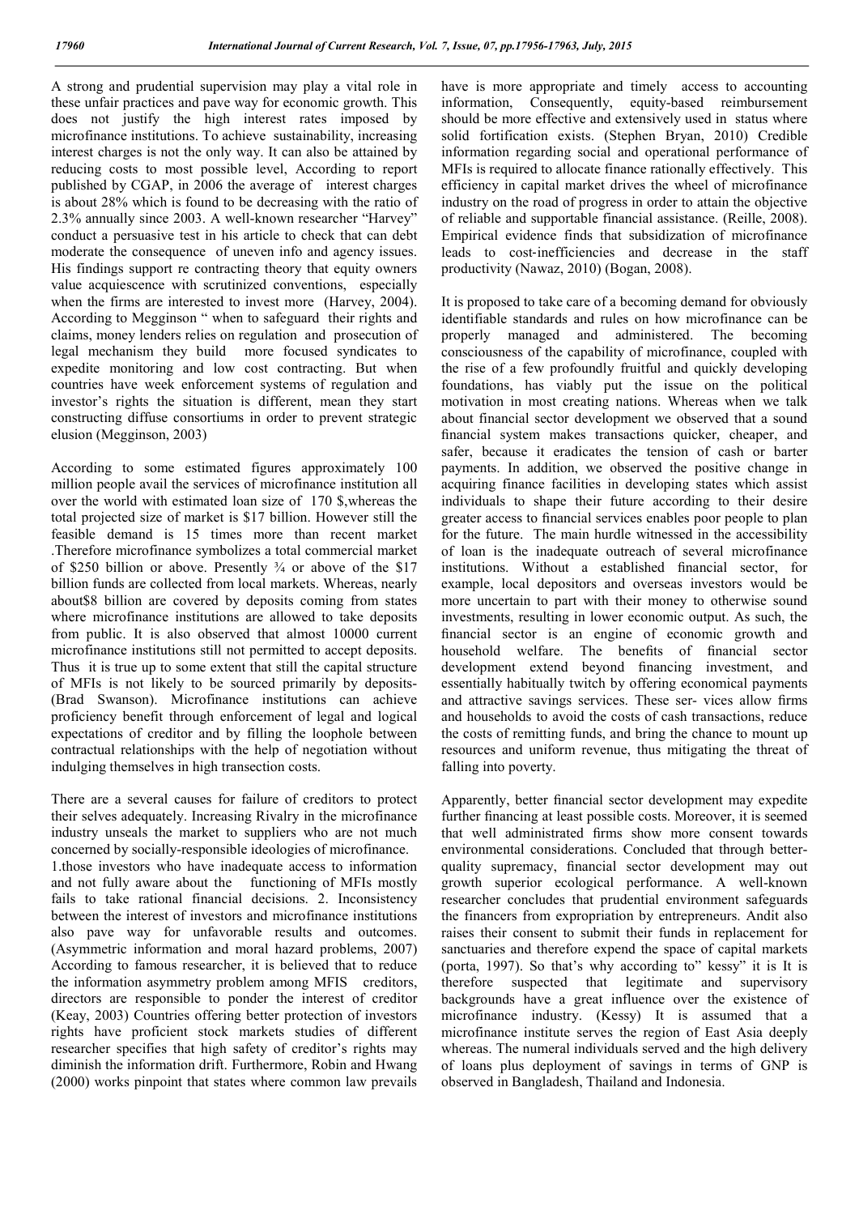A strong and prudential supervision may play a vital role in these unfair practices and pave way for economic growth. This does not justify the high interest rates imposed by microfinance institutions. To achieve sustainability, increasing interest charges is not the only way. It can also be attained by reducing costs to most possible level, According to report published by CGAP, in 2006 the average of interest charges is about 28% which is found to be decreasing with the ratio of 2.3% annually since 2003. A well-known researcher "Harvey" conduct a persuasive test in his article to check that can debt moderate the consequence of uneven info and agency issues. His findings support re contracting theory that equity owners value acquiescence with scrutinized conventions, especially when the firms are interested to invest more (Harvey, 2004). According to Megginson " when to safeguard their rights and claims, money lenders relies on regulation and prosecution of legal mechanism they build more focused syndicates to expedite monitoring and low cost contracting. But when countries have week enforcement systems of regulation and investor's rights the situation is different, mean they start constructing diffuse consortiums in order to prevent strategic elusion (Megginson, 2003)

According to some estimated figures approximately 100 million people avail the services of microfinance institution all over the world with estimated loan size of 170 $,whereas the total projected size of market is $17 billion. However still the feasible demand is 15 times more than recent market .Therefore microfinance symbolizes a total commercial market of $250 billion or above. Presently ¾ or above of the $17 billion funds are collected from local markets. Whereas, nearly about$8 billion are covered by deposits coming from states where microfinance institutions are allowed to take deposits from public. It is also observed that almost 10000 current microfinance institutions still not permitted to accept deposits. Thus it is true up to some extent that still the capital structure of MFIs is not likely to be sourced primarily by deposits- (Brad Swanson). Microfinance institutions can achieve proficiency benefit through enforcement of legal and logical expectations of creditor and by filling the loophole between contractual relationships with the help of negotiation without indulging themselves in high transection costs.

There are a several causes for failure of creditors to protect their selves adequately. Increasing Rivalry in the microfinance industry unseals the market to suppliers who are not much concerned by socially-responsible ideologies of microfinance. 1.those investors who have inadequate access to information and not fully aware about the functioning of MFIs mostly fails to take rational financial decisions. 2. Inconsistency between the interest of investors and microfinance institutions also pave way for unfavorable results and outcomes. (Asymmetric information and moral hazard problems, 2007) According to famous researcher, it is believed that to reduce the information asymmetry problem among MFIS creditors, directors are responsible to ponder the interest of creditor (Keay, 2003) Countries offering better protection of investors rights have proficient stock markets studies of different researcher specifies that high safety of creditor's rights may diminish the information drift. Furthermore, Robin and Hwang (2000) works pinpoint that states where common law prevails have is more appropriate and timely access to accounting information, Consequently, equity-based reimbursement should be more effective and extensively used in status where solid fortification exists. (Stephen Bryan, 2010) Credible information regarding social and operational performance of MFIs is required to allocate finance rationally effectively. This efficiency in capital market drives the wheel of microfinance industry on the road of progress in order to attain the objective of reliable and supportable financial assistance. (Reille, 2008). Empirical evidence finds that subsidization of microfinance leads to cost-inefficiencies and decrease in the staff productivity (Nawaz, 2010) (Bogan, 2008).

It is proposed to take care of a becoming demand for obviously identifiable standards and rules on how microfinance can be properly managed and administered. The becoming consciousness of the capability of microfinance, coupled with the rise of a few profoundly fruitful and quickly developing foundations, has viably put the issue on the political motivation in most creating nations. Whereas when we talk about financial sector development we observed that a sound financial system makes transactions quicker, cheaper, and safer, because it eradicates the tension of cash or barter payments. In addition, we observed the positive change in acquiring finance facilities in developing states which assist individuals to shape their future according to their desire greater access to financial services enables poor people to plan for the future. The main hurdle witnessed in the accessibility of loan is the inadequate outreach of several microfinance institutions. Without a established financial sector, for example, local depositors and overseas investors would be more uncertain to part with their money to otherwise sound investments, resulting in lower economic output. As such, the financial sector is an engine of economic growth and household welfare. The benefits of financial sector development extend beyond financing investment, and essentially habitually twitch by offering economical payments and attractive savings services. These ser- vices allow firms and households to avoid the costs of cash transactions, reduce the costs of remitting funds, and bring the chance to mount up resources and uniform revenue, thus mitigating the threat of falling into poverty.

Apparently, better financial sector development may expedite further financing at least possible costs. Moreover, it is seemed that well administrated firms show more consent towards environmental considerations. Concluded that through better-quality supremacy, financial sector development may out growth superior ecological performance. A well-known researcher concludes that prudential environment safeguards the financers from expropriation by entrepreneurs. Andit also raises their consent to submit their funds in replacement for sanctuaries and therefore expend the space of capital markets (porta, 1997). So that's why according to" kessy" it is It is therefore suspected that legitimate and supervisory backgrounds have a great influence over the existence of microfinance industry. (Kessy) It is assumed that a microfinance institute serves the region of East Asia deeply whereas. The numeral individuals served and the high delivery of loans plus deployment of savings in terms of GNP is observed in Bangladesh, Thailand and Indonesia.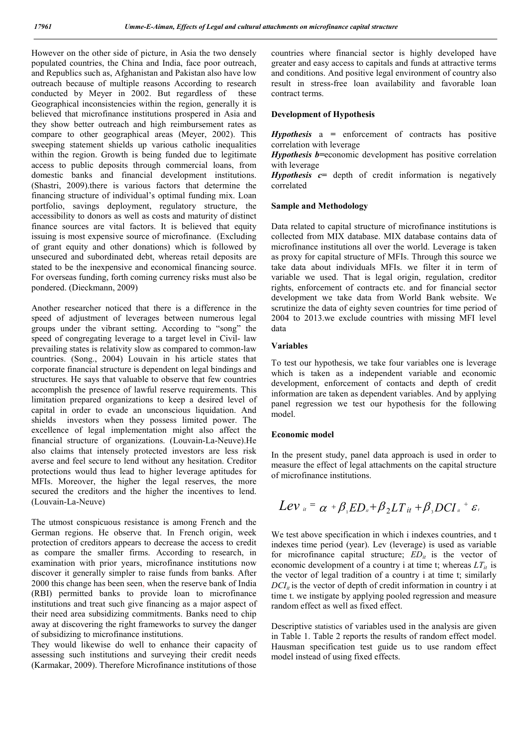However on the other side of picture, in Asia the two densely populated countries, the China and India, face poor outreach, and Republics such as, Afghanistan and Pakistan also have low outreach because of multiple reasons According to research conducted by Meyer in 2002. But regardless of these Geographical inconsistencies within the region, generally it is believed that microfinance institutions prospered in Asia and they show better outreach and high reimbursement rates as compare to other geographical areas (Meyer, 2002). This sweeping statement shields up various catholic inequalities within the region. Growth is being funded due to legitimate access to public deposits through commercial loans, from domestic banks and financial development institutions. (Shastri, 2009).there is various factors that determine the financing structure of individual's optimal funding mix. Loan portfolio, savings deployment, regulatory structure, the accessibility to donors as well as costs and maturity of distinct finance sources are vital factors. It is believed that equity issuing is most expensive source of microfinance. (Excluding of grant equity and other donations) which is followed by unsecured and subordinated debt, whereas retail deposits are stated to be the inexpensive and economical financing source. For overseas funding, forth coming currency risks must also be pondered. (Dieckmann, 2009)

Another researcher noticed that there is a difference in the speed of adjustment of leverages between numerous legal groups under the vibrant setting. According to "song" the speed of congregating leverage to a target level in Civil- law prevailing states is relativity slow as compared to common-law countries. (Song., 2004) Louvain in his article states that corporate financial structure is dependent on legal bindings and structures. He says that valuable to observe that few countries accomplish the presence of lawful reserve requirements. This limitation prepared organizations to keep a desired level of capital in order to evade an unconscious liquidation. And shields investors when they possess limited power. The excellence of legal implementation might also affect the financial structure of organizations. (Louvain-La-Neuve).He also claims that intensely protected investors are less risk averse and feel secure to lend without any hesitation. Creditor protections would thus lead to higher leverage aptitudes for MFIs. Moreover, the higher the legal reserves, the more secured the creditors and the higher the incentives to lend. (Louvain-La-Neuve)

The utmost conspicuous resistance is among French and the German regions. He observe that. In French origin, week protection of creditors appears to decrease the access to credit as compare the smaller firms. According to research, in examination with prior years, microfinance institutions now discover it generally simpler to raise funds from banks. After 2000 this change has been seen, when the reserve bank of India (RBI) permitted banks to provide loan to microfinance institutions and treat such give financing as a major aspect of their need area subsidizing commitments. Banks need to chip away at discovering the right frameworks to survey the danger of subsidizing to microfinance institutions.

They would likewise do well to enhance their capacity of assessing such institutions and surveying their credit needs (Karmakar, 2009). Therefore Microfinance institutions of those countries where financial sector is highly developed have greater and easy access to capitals and funds at attractive terms and conditions. And positive legal environment of country also result in stress-free loan availability and favorable loan contract terms.

## Development of Hypothesis

***Hypothesis*** a = enforcement of contracts has positive correlation with leverage

***Hypothesis b***=economic development has positive correlation with leverage

***Hypothesis c***= depth of credit information is negatively correlated

## Sample and Methodology

Data related to capital structure of microfinance institutions is collected from MIX database. MIX database contains data of microfinance institutions all over the world. Leverage is taken as proxy for capital structure of MFIs. Through this source we take data about individuals MFIs. we filter it in term of variable we used. That is legal origin, regulation, creditor rights, enforcement of contracts etc. and for financial sector development we take data from World Bank website. We scrutinize the data of eighty seven countries for time period of 2004 to 2013.we exclude countries with missing MFI level data

## Variables

To test our hypothesis, we take four variables one is leverage which is taken as a independent variable and economic development, enforcement of contacts and depth of credit information are taken as dependent variables. And by applying panel regression we test our hypothesis for the following model.

## Economic model

In the present study, panel data approach is used in order to measure the effect of legal attachments on the capital structure of microfinance institutions.

$$Lev_{it} = \alpha + \beta_1 ED_{it} + \beta_2 LT_{it} + \beta_3 DCI_{it} + \varepsilon_t$$

We test above specification in which i indexes countries, and t indexes time period (year). Lev (leverage) is used as variable for microfinance capital structure; $ED_{it}$ is the vector of economic development of a country i at time t; whereas $LT_{it}$ is the vector of legal tradition of a country i at time t; similarly $DCI_{it}$ is the vector of depth of credit information in country i at time t. we instigate by applying pooled regression and measure random effect as well as fixed effect.

Descriptive statistics of variables used in the analysis are given in Table 1. Table 2 reports the results of random effect model. Hausman specification test guide us to use random effect model instead of using fixed effects.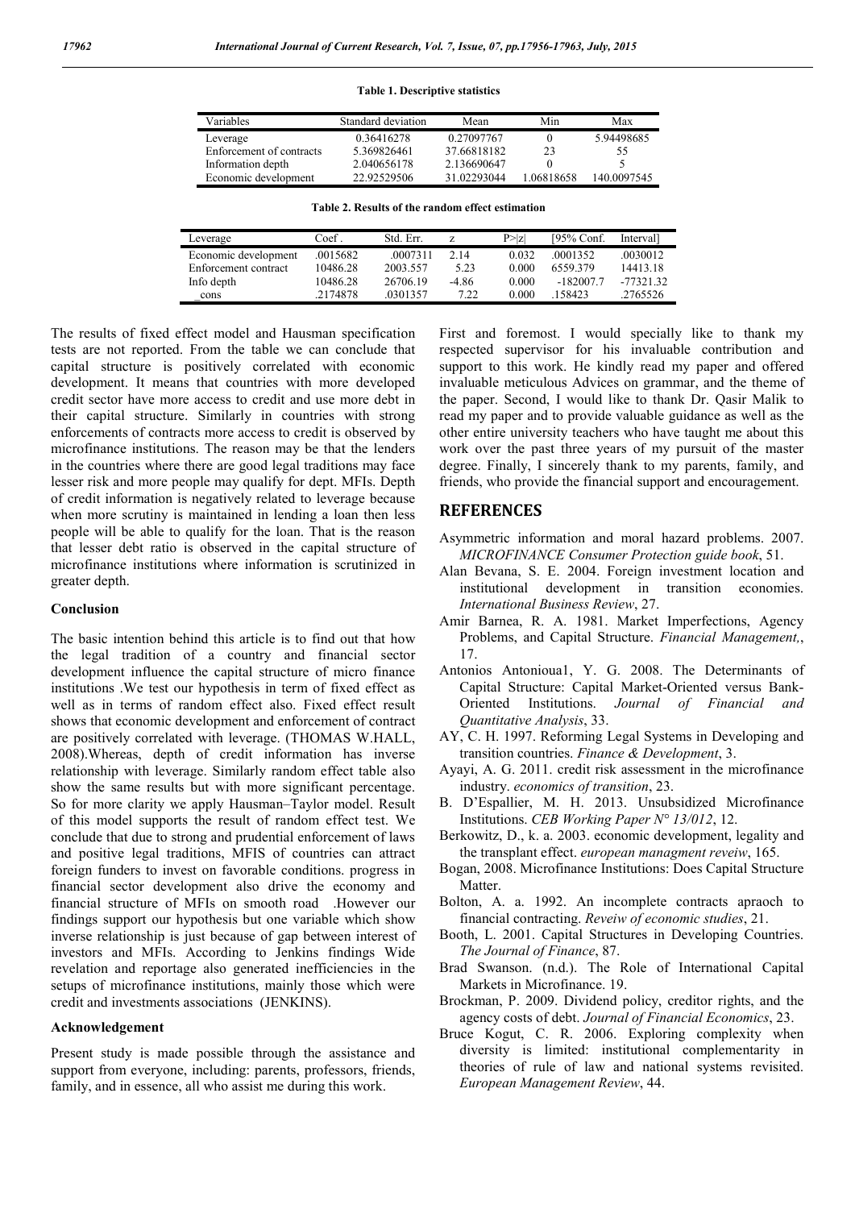**Table 1. Descriptive statistics**

| Variables | Standard deviation | Mean | Min | Max |
|---|---|---|---|---|
| Leverage | 0.36416278 | 0.27097767 | 0 | 5.94498685 |
| Enforcement of contracts | 5.369826461 | 37.66818182 | 23 | 55 |
| Information depth | 2.040656178 | 2.136690647 | 0 | 5 |
| Economic development | 22.92529506 | 31.02293044 | 1.06818658 | 140.0097545 |

**Table 2. Results of the random effect estimation**

| Leverage | Coef . | Std. Err. | z | P>\|z\| | [95% Conf. | Interval] |
|---|---|---|---|---|---|---|
| Economic development | .0015682 | .0007311 | 2.14 | 0.032 | .0001352 | .0030012 |
| Enforcement contract | 10486.28 | 2003.557 | 5.23 | 0.000 | 6559.379 | 14413.18 |
| Info depth | 10486.28 | 26706.19 | -4.86 | 0.000 | -182007.7 | -77321.32 |
| _cons | .2174878 | .0301357 | 7.22 | 0.000 | .158423 | .2765526 |

The results of fixed effect model and Hausman specification tests are not reported. From the table we can conclude that capital structure is positively correlated with economic development. It means that countries with more developed credit sector have more access to credit and use more debt in their capital structure. Similarly in countries with strong enforcements of contracts more access to credit is observed by microfinance institutions. The reason may be that the lenders in the countries where there are good legal traditions may face lesser risk and more people may qualify for dept. MFIs. Depth of credit information is negatively related to leverage because when more scrutiny is maintained in lending a loan then less people will be able to qualify for the loan. That is the reason that lesser debt ratio is observed in the capital structure of microfinance institutions where information is scrutinized in greater depth.

### Conclusion

The basic intention behind this article is to find out that how the legal tradition of a country and financial sector development influence the capital structure of micro finance institutions .We test our hypothesis in term of fixed effect as well as in terms of random effect also. Fixed effect result shows that economic development and enforcement of contract are positively correlated with leverage. (THOMAS W.HALL, 2008).Whereas, depth of credit information has inverse relationship with leverage. Similarly random effect table also show the same results but with more significant percentage. So for more clarity we apply Hausman–Taylor model. Result of this model supports the result of random effect test. We conclude that due to strong and prudential enforcement of laws and positive legal traditions, MFIS of countries can attract foreign funders to invest on favorable conditions. progress in financial sector development also drive the economy and financial structure of MFIs on smooth road .However our findings support our hypothesis but one variable which show inverse relationship is just because of gap between interest of investors and MFIs. According to Jenkins findings Wide revelation and reportage also generated inefficiencies in the setups of microfinance institutions, mainly those which were credit and investments associations (JENKINS).

### Acknowledgement

Present study is made possible through the assistance and support from everyone, including: parents, professors, friends, family, and in essence, all who assist me during this work.

First and foremost. I would specially like to thank my respected supervisor for his invaluable contribution and support to this work. He kindly read my paper and offered invaluable meticulous Advices on grammar, and the theme of the paper. Second, I would like to thank Dr. Qasir Malik to read my paper and to provide valuable guidance as well as the other entire university teachers who have taught me about this work over the past three years of my pursuit of the master degree. Finally, I sincerely thank to my parents, family, and friends, who provide the financial support and encouragement.

## REFERENCES

Asymmetric information and moral hazard problems. 2007. *MICROFINANCE Consumer Protection guide book*, 51.

Alan Bevana, S. E. 2004. Foreign investment location and institutional development in transition economies. *International Business Review*, 27.

Amir Barnea, R. A. 1981. Market Imperfections, Agency Problems, and Capital Structure. *Financial Management,*, 17.

Antonios Antonioua1, Y. G. 2008. The Determinants of Capital Structure: Capital Market-Oriented versus Bank-Oriented Institutions. *Journal of Financial and Quantitative Analysis*, 33.

AY, C. H. 1997. Reforming Legal Systems in Developing and transition countries. *Finance & Development*, 3.

Ayayi, A. G. 2011. credit risk assessment in the microfinance industry. *economics of transition*, 23.

B. D'Espallier, M. H. 2013. Unsubsidized Microfinance Institutions. *CEB Working Paper N° 13/012*, 12.

Berkowitz, D., k. a. 2003. economic development, legality and the transplant effect. *european managment reveiw*, 165.

Bogan, 2008. Microfinance Institutions: Does Capital Structure Matter.

Bolton, A. a. 1992. An incomplete contracts apraoch to financial contracting. *Reveiw of economic studies*, 21.

Booth, L. 2001. Capital Structures in Developing Countries. *The Journal of Finance*, 87.

Brad Swanson. (n.d.). The Role of International Capital Markets in Microfinance. 19.

Brockman, P. 2009. Dividend policy, creditor rights, and the agency costs of debt. *Journal of Financial Economics*, 23.

Bruce Kogut, C. R. 2006. Exploring complexity when diversity is limited: institutional complementarity in theories of rule of law and national systems revisited. *European Management Review*, 44.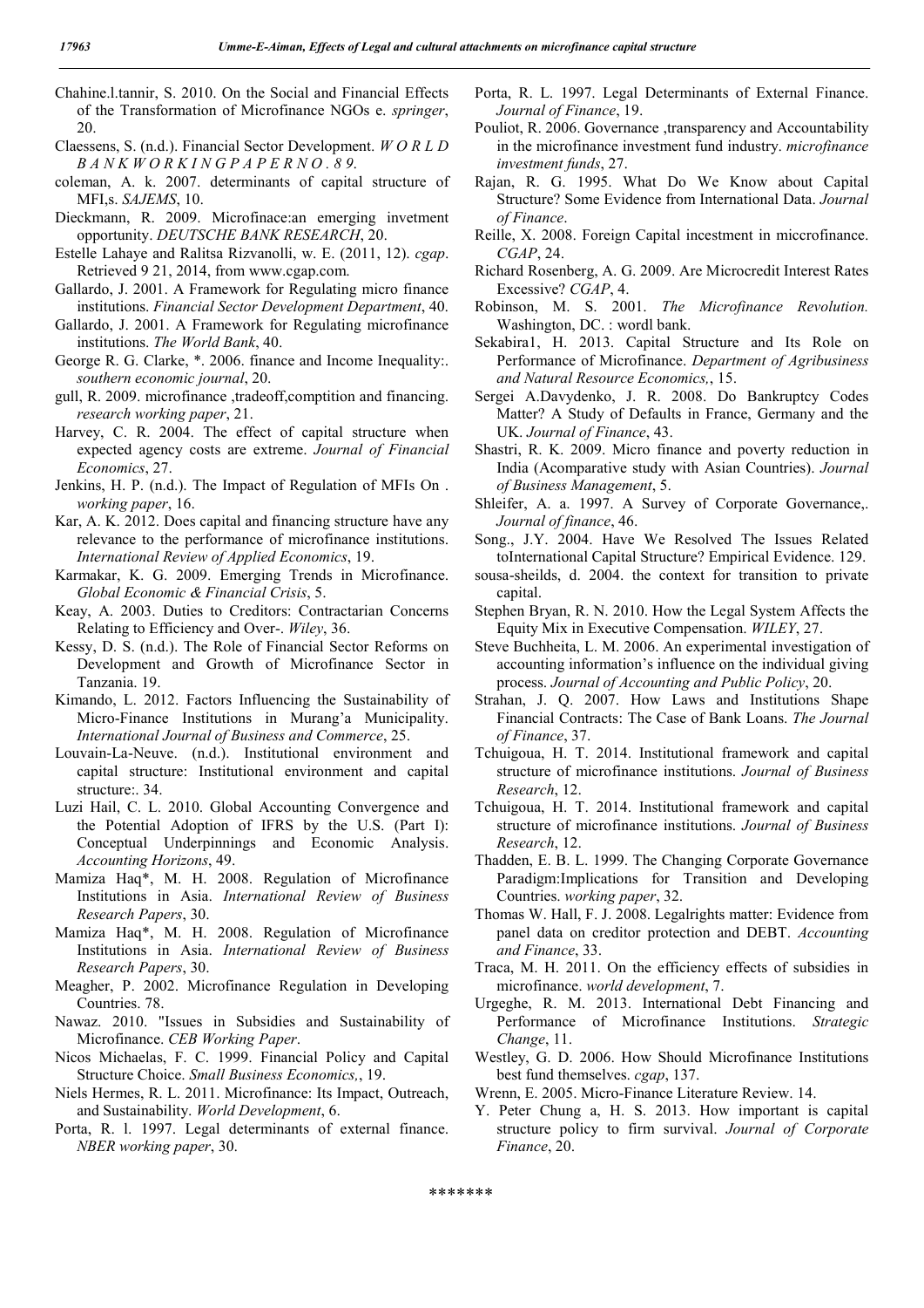Chahine.l.tannir, S. 2010. On the Social and Financial Effects of the Transformation of Microfinance NGOs e. *springer*, 20.

Claessens, S. (n.d.). Financial Sector Development. *W O R L D B A N K W O R K I N G P A P E R N O . 8 9*.

coleman, A. k. 2007. determinants of capital structure of MFI,s. *SAJEMS*, 10.

Dieckmann, R. 2009. Microfinace:an emerging invetment opportunity. *DEUTSCHE BANK RESEARCH*, 20.

Estelle Lahaye and Ralitsa Rizvanolli, w. E. (2011, 12). *cgap*. Retrieved 9 21, 2014, from www.cgap.com.

Gallardo, J. 2001. A Framework for Regulating micro finance institutions. *Financial Sector Development Department*, 40.

Gallardo, J. 2001. A Framework for Regulating microfinance institutions. *The World Bank*, 40.

George R. G. Clarke, *. 2006. finance and Income Inequality:. *southern economic journal*, 20.

gull, R. 2009. microfinance ,tradeoff,comptition and financing. *research working paper*, 21.

Harvey, C. R. 2004. The effect of capital structure when expected agency costs are extreme. *Journal of Financial Economics*, 27.

Jenkins, H. P. (n.d.). The Impact of Regulation of MFIs On . *working paper*, 16.

Kar, A. K. 2012. Does capital and financing structure have any relevance to the performance of microfinance institutions. *International Review of Applied Economics*, 19.

Karmakar, K. G. 2009. Emerging Trends in Microfinance. *Global Economic & Financial Crisis*, 5.

Keay, A. 2003. Duties to Creditors: Contractarian Concerns Relating to Efficiency and Over-. *Wiley*, 36.

Kessy, D. S. (n.d.). The Role of Financial Sector Reforms on Development and Growth of Microfinance Sector in Tanzania. 19.

Kimando, L. 2012. Factors Influencing the Sustainability of Micro-Finance Institutions in Murang'a Municipality. *International Journal of Business and Commerce*, 25.

Louvain-La-Neuve. (n.d.). Institutional environment and capital structure: Institutional environment and capital structure:. 34.

Luzi Hail, C. L. 2010. Global Accounting Convergence and the Potential Adoption of IFRS by the U.S. (Part I): Conceptual Underpinnings and Economic Analysis. *Accounting Horizons*, 49.

Mamiza Haq*, M. H. 2008. Regulation of Microfinance Institutions in Asia. *International Review of Business Research Papers*, 30.

Mamiza Haq*, M. H. 2008. Regulation of Microfinance Institutions in Asia. *International Review of Business Research Papers*, 30.

Meagher, P. 2002. Microfinance Regulation in Developing Countries. 78.

Nawaz. 2010. "Issues in Subsidies and Sustainability of Microfinance. *CEB Working Paper*.

Nicos Michaelas, F. C. 1999. Financial Policy and Capital Structure Choice. *Small Business Economics,*, 19.

Niels Hermes, R. L. 2011. Microfinance: Its Impact, Outreach, and Sustainability. *World Development*, 6.

Porta, R. l. 1997. Legal determinants of external finance. *NBER working paper*, 30.

Porta, R. L. 1997. Legal Determinants of External Finance. *Journal of Finance*, 19.

Pouliot, R. 2006. Governance ,transparency and Accountability in the microfinance investment fund industry. *microfinance investment funds*, 27.

Rajan, R. G. 1995. What Do We Know about Capital Structure? Some Evidence from International Data. *Journal of Finance*.

Reille, X. 2008. Foreign Capital incestment in miccrofinance. *CGAP*, 24.

Richard Rosenberg, A. G. 2009. Are Microcredit Interest Rates Excessive? *CGAP*, 4.

Robinson, M. S. 2001. *The Microfinance Revolution.* Washington, DC. : wordl bank.

Sekabira1, H. 2013. Capital Structure and Its Role on Performance of Microfinance. *Department of Agribusiness and Natural Resource Economics,*, 15.

Sergei A.Davydenko, J. R. 2008. Do Bankruptcy Codes Matter? A Study of Defaults in France, Germany and the UK. *Journal of Finance*, 43.

Shastri, R. K. 2009. Micro finance and poverty reduction in India (Acomparative study with Asian Countries). *Journal of Business Management*, 5.

Shleifer, A. a. 1997. A Survey of Corporate Governance,. *Journal of finance*, 46.

Song., J.Y. 2004. Have We Resolved The Issues Related toInternational Capital Structure? Empirical Evidence. 129.

sousa-sheilds, d. 2004. the context for transition to private capital.

Stephen Bryan, R. N. 2010. How the Legal System Affects the Equity Mix in Executive Compensation. *WILEY*, 27.

Steve Buchheita, L. M. 2006. An experimental investigation of accounting information's influence on the individual giving process. *Journal of Accounting and Public Policy*, 20.

Strahan, J. Q. 2007. How Laws and Institutions Shape Financial Contracts: The Case of Bank Loans. *The Journal of Finance*, 37.

Tchuigoua, H. T. 2014. Institutional framework and capital structure of microfinance institutions. *Journal of Business Research*, 12.

Tchuigoua, H. T. 2014. Institutional framework and capital structure of microfinance institutions. *Journal of Business Research*, 12.

Thadden, E. B. L. 1999. The Changing Corporate Governance Paradigm:Implications for Transition and Developing Countries. *working paper*, 32.

Thomas W. Hall, F. J. 2008. Legalrights matter: Evidence from panel data on creditor protection and DEBT. *Accounting and Finance*, 33.

Traca, M. H. 2011. On the efficiency effects of subsidies in microfinance. *world development*, 7.

Urgeghe, R. M. 2013. International Debt Financing and Performance of Microfinance Institutions. *Strategic Change*, 11.

Westley, G. D. 2006. How Should Microfinance Institutions best fund themselves. *cgap*, 137.

Wrenn, E. 2005. Micro-Finance Literature Review. 14.

Y. Peter Chung a, H. S. 2013. How important is capital structure policy to firm survival. *Journal of Corporate Finance*, 20.

*******